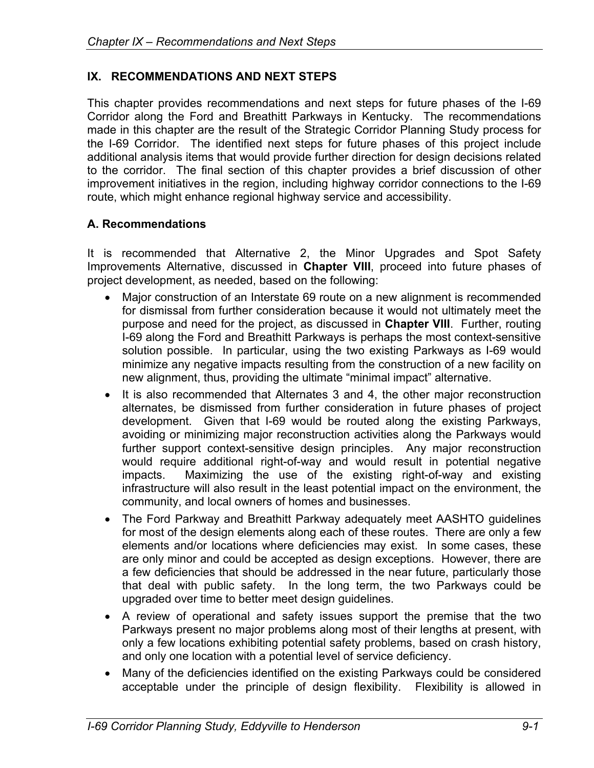# IX. RECOMMENDATIONS AND NEXT STEPS

This chapter provides recommendations and next steps for future phases of the I-69 Corridor along the Ford and Breathitt Parkways in Kentucky. The recommendations made in this chapter are the result of the Strategic Corridor Planning Study process for the I-69 Corridor. The identified next steps for future phases of this project include additional analysis items that would provide further direction for design decisions related to the corridor. The final section of this chapter provides a brief discussion of other improvement initiatives in the region, including highway corridor connections to the I-69 route, which might enhance regional highway service and accessibility.

## A. Recommendations

It is recommended that Alternative 2, the Minor Upgrades and Spot Safety Improvements Alternative, discussed in **Chapter VIII**, proceed into future phases of project development, as needed, based on the following:

- Major construction of an Interstate 69 route on a new alignment is recommended for dismissal from further consideration because it would not ultimately meet the purpose and need for the project, as discussed in **Chapter VIII**. Further, routing I-69 along the Ford and Breathitt Parkways is perhaps the most context-sensitive solution possible. In particular, using the two existing Parkways as I-69 would minimize any negative impacts resulting from the construction of a new facility on new alignment, thus, providing the ultimate "minimal impact" alternative.
- It is also recommended that Alternates 3 and 4, the other major reconstruction alternates, be dismissed from further consideration in future phases of project development. Given that I-69 would be routed along the existing Parkways, avoiding or minimizing major reconstruction activities along the Parkways would further support context-sensitive design principles. Any major reconstruction would require additional right-of-way and would result in potential negative impacts. Maximizing the use of the existing right-of-way and existing infrastructure will also result in the least potential impact on the environment, the community, and local owners of homes and businesses.
- The Ford Parkway and Breathitt Parkway adequately meet AASHTO guidelines for most of the design elements along each of these routes. There are only a few elements and/or locations where deficiencies may exist. In some cases, these are only minor and could be accepted as design exceptions. However, there are a few deficiencies that should be addressed in the near future, particularly those that deal with public safety. In the long term, the two Parkways could be upgraded over time to better meet design guidelines.
- A review of operational and safety issues support the premise that the two Parkways present no major problems along most of their lengths at present, with only a few locations exhibiting potential safety problems, based on crash history, and only one location with a potential level of service deficiency.
- Many of the deficiencies identified on the existing Parkways could be considered acceptable under the principle of design flexibility. Flexibility is allowed in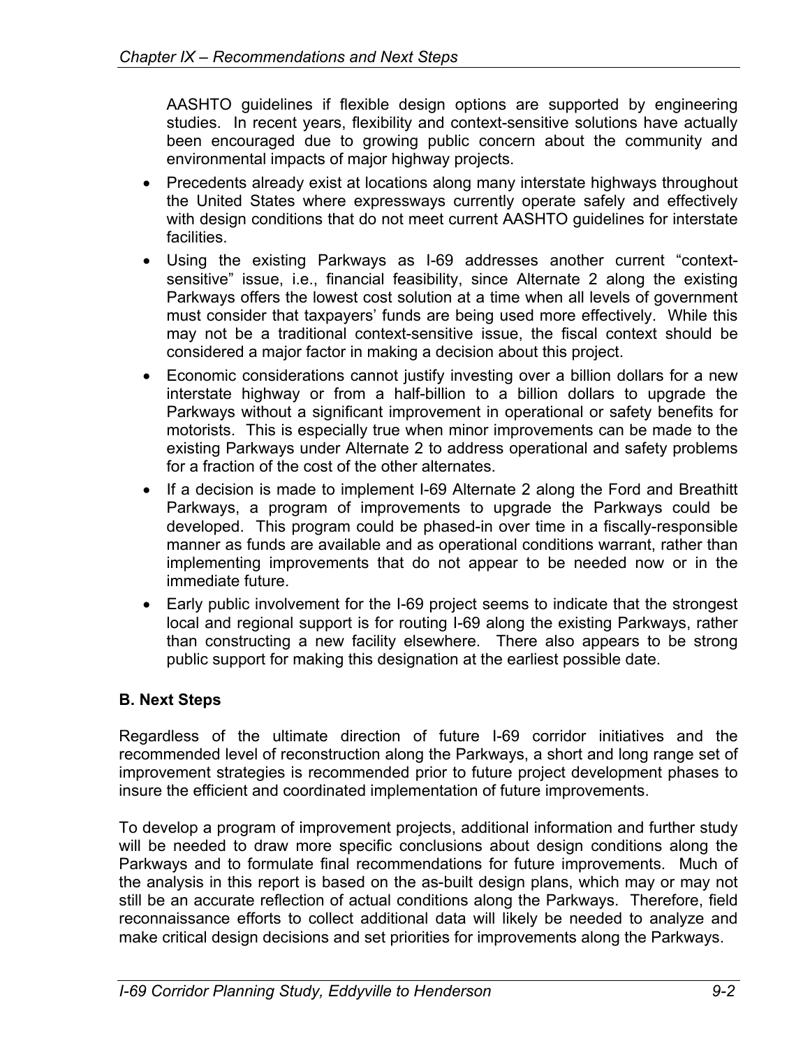AASHTO guidelines if flexible design options are supported by engineering studies. In recent years, flexibility and context-sensitive solutions have actually been encouraged due to growing public concern about the community and environmental impacts of major highway projects.

- Precedents already exist at locations along many interstate highways throughout the United States where expressways currently operate safely and effectively with design conditions that do not meet current AASHTO guidelines for interstate facilities.
- Using the existing Parkways as I-69 addresses another current "context-sensitive" issue, i.e., financial feasibility, since Alternate 2 along the existing Parkways offers the lowest cost solution at a time when all levels of government must consider that taxpayers' funds are being used more effectively. While this may not be a traditional context-sensitive issue, the fiscal context should be considered a major factor in making a decision about this project.
- Economic considerations cannot justify investing over a billion dollars for a new interstate highway or from a half-billion to a billion dollars to upgrade the Parkways without a significant improvement in operational or safety benefits for motorists. This is especially true when minor improvements can be made to the existing Parkways under Alternate 2 to address operational and safety problems for a fraction of the cost of the other alternates.
- If a decision is made to implement I-69 Alternate 2 along the Ford and Breathitt Parkways, a program of improvements to upgrade the Parkways could be developed. This program could be phased-in over time in a fiscally-responsible manner as funds are available and as operational conditions warrant, rather than implementing improvements that do not appear to be needed now or in the immediate future.
- Early public involvement for the I-69 project seems to indicate that the strongest local and regional support is for routing I-69 along the existing Parkways, rather than constructing a new facility elsewhere. There also appears to be strong public support for making this designation at the earliest possible date.

## B. Next Steps

Regardless of the ultimate direction of future I-69 corridor initiatives and the recommended level of reconstruction along the Parkways, a short and long range set of improvement strategies is recommended prior to future project development phases to insure the efficient and coordinated implementation of future improvements.

To develop a program of improvement projects, additional information and further study will be needed to draw more specific conclusions about design conditions along the Parkways and to formulate final recommendations for future improvements. Much of the analysis in this report is based on the as-built design plans, which may or may not still be an accurate reflection of actual conditions along the Parkways. Therefore, field reconnaissance efforts to collect additional data will likely be needed to analyze and make critical design decisions and set priorities for improvements along the Parkways.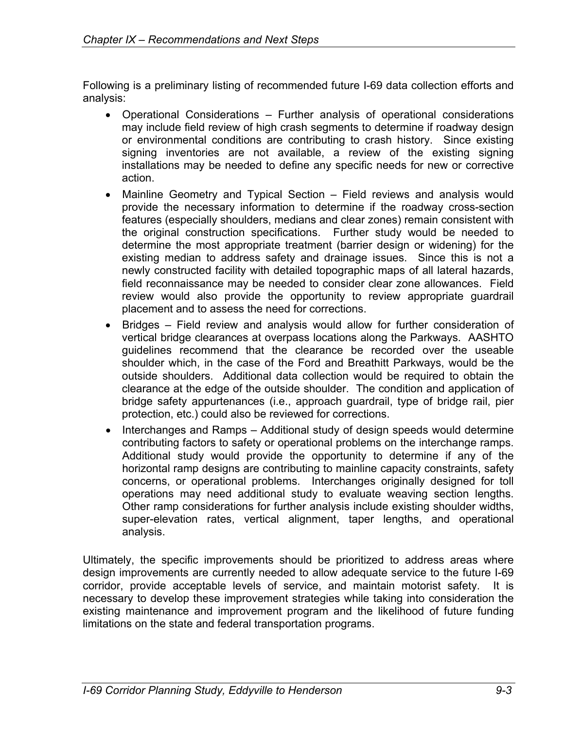Following is a preliminary listing of recommended future I-69 data collection efforts and analysis:

- Operational Considerations – Further analysis of operational considerations may include field review of high crash segments to determine if roadway design or environmental conditions are contributing to crash history. Since existing signing inventories are not available, a review of the existing signing installations may be needed to define any specific needs for new or corrective action.
- Mainline Geometry and Typical Section – Field reviews and analysis would provide the necessary information to determine if the roadway cross-section features (especially shoulders, medians and clear zones) remain consistent with the original construction specifications. Further study would be needed to determine the most appropriate treatment (barrier design or widening) for the existing median to address safety and drainage issues. Since this is not a newly constructed facility with detailed topographic maps of all lateral hazards, field reconnaissance may be needed to consider clear zone allowances. Field review would also provide the opportunity to review appropriate guardrail placement and to assess the need for corrections.
- Bridges – Field review and analysis would allow for further consideration of vertical bridge clearances at overpass locations along the Parkways. AASHTO guidelines recommend that the clearance be recorded over the useable shoulder which, in the case of the Ford and Breathitt Parkways, would be the outside shoulders. Additional data collection would be required to obtain the clearance at the edge of the outside shoulder. The condition and application of bridge safety appurtenances (i.e., approach guardrail, type of bridge rail, pier protection, etc.) could also be reviewed for corrections.
- Interchanges and Ramps – Additional study of design speeds would determine contributing factors to safety or operational problems on the interchange ramps. Additional study would provide the opportunity to determine if any of the horizontal ramp designs are contributing to mainline capacity constraints, safety concerns, or operational problems. Interchanges originally designed for toll operations may need additional study to evaluate weaving section lengths. Other ramp considerations for further analysis include existing shoulder widths, super-elevation rates, vertical alignment, taper lengths, and operational analysis.

Ultimately, the specific improvements should be prioritized to address areas where design improvements are currently needed to allow adequate service to the future I-69 corridor, provide acceptable levels of service, and maintain motorist safety. It is necessary to develop these improvement strategies while taking into consideration the existing maintenance and improvement program and the likelihood of future funding limitations on the state and federal transportation programs.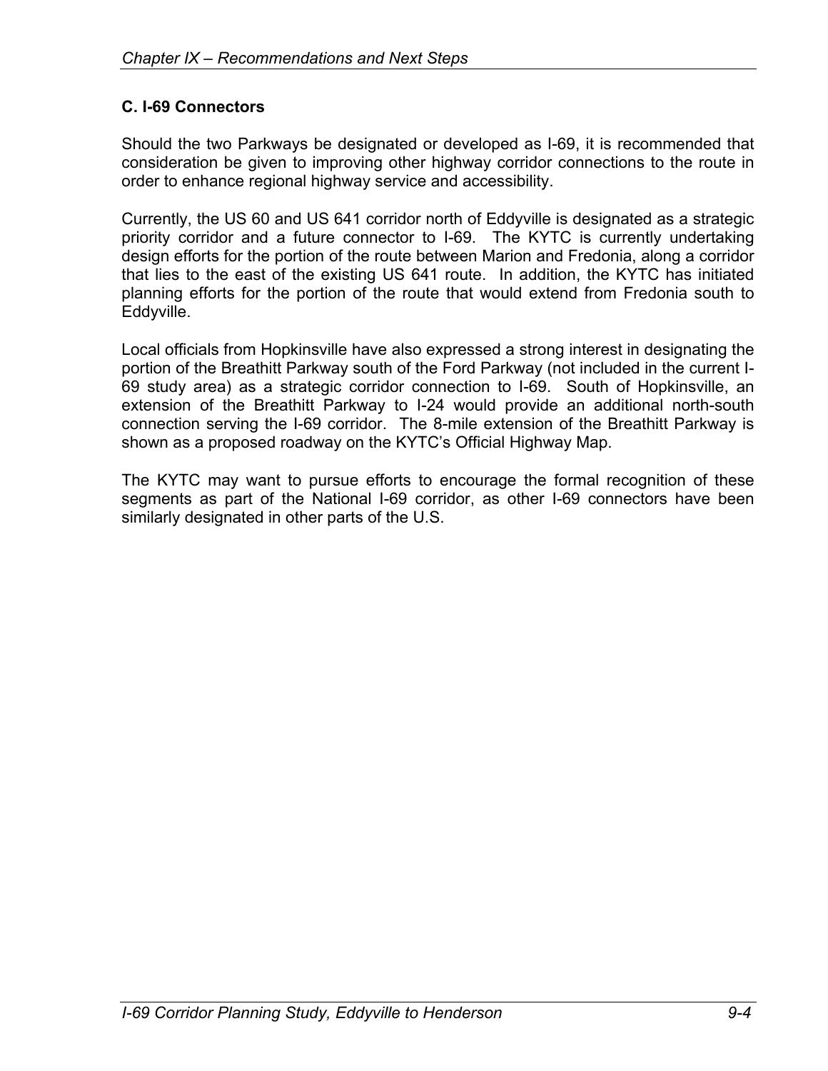## C. I-69 Connectors

Should the two Parkways be designated or developed as I-69, it is recommended that consideration be given to improving other highway corridor connections to the route in order to enhance regional highway service and accessibility.

Currently, the US 60 and US 641 corridor north of Eddyville is designated as a strategic priority corridor and a future connector to I-69. The KYTC is currently undertaking design efforts for the portion of the route between Marion and Fredonia, along a corridor that lies to the east of the existing US 641 route. In addition, the KYTC has initiated planning efforts for the portion of the route that would extend from Fredonia south to Eddyville.

Local officials from Hopkinsville have also expressed a strong interest in designating the portion of the Breathitt Parkway south of the Ford Parkway (not included in the current I-69 study area) as a strategic corridor connection to I-69. South of Hopkinsville, an extension of the Breathitt Parkway to I-24 would provide an additional north-south connection serving the I-69 corridor. The 8-mile extension of the Breathitt Parkway is shown as a proposed roadway on the KYTC's Official Highway Map.

The KYTC may want to pursue efforts to encourage the formal recognition of these segments as part of the National I-69 corridor, as other I-69 connectors have been similarly designated in other parts of the U.S.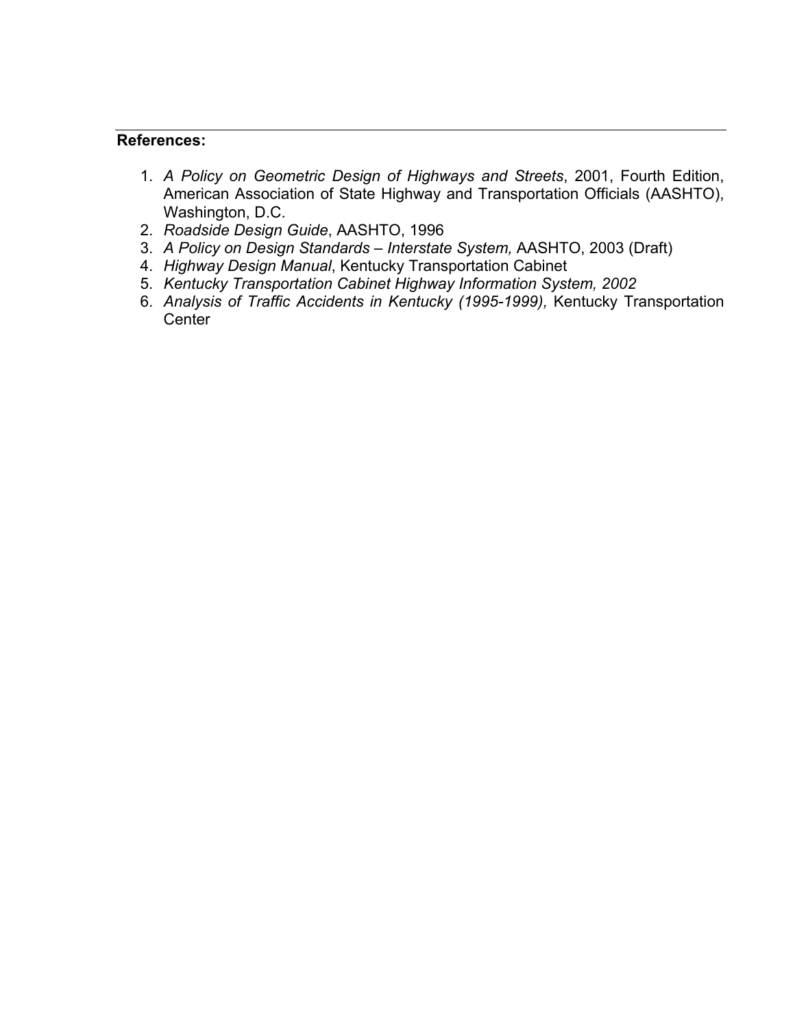**References:**

1. *A Policy on Geometric Design of Highways and Streets*, 2001, Fourth Edition, American Association of State Highway and Transportation Officials (AASHTO), Washington, D.C.
2. *Roadside Design Guide*, AASHTO, 1996
3. *A Policy on Design Standards – Interstate System,* AASHTO, 2003 (Draft)
4. *Highway Design Manual*, Kentucky Transportation Cabinet
5. *Kentucky Transportation Cabinet Highway Information System, 2002*
6. *Analysis of Traffic Accidents in Kentucky (1995-1999),* Kentucky Transportation Center